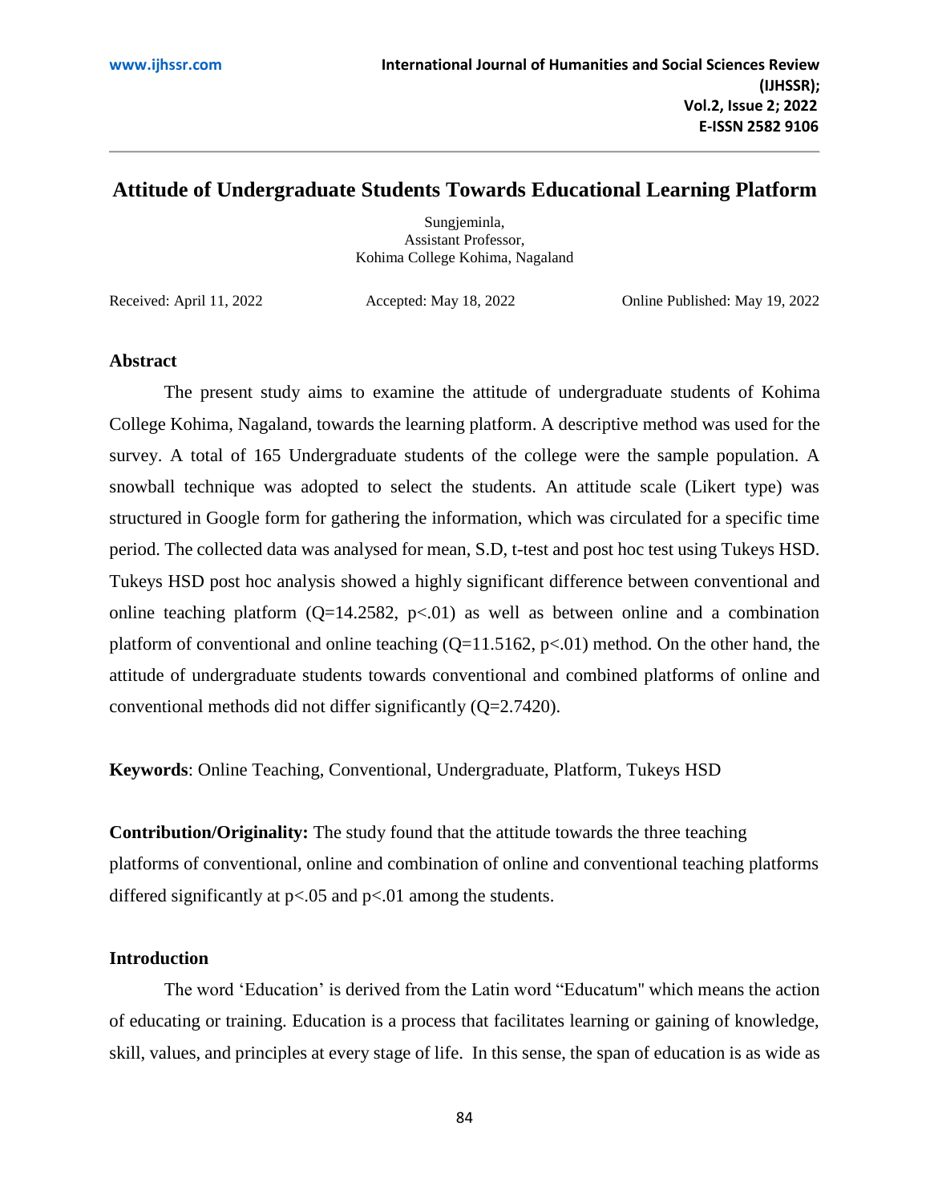# Attitude of Undergraduate Students Towards Educational Learning Platform

Sungjeminla,
Assistant Professor,
Kohima College Kohima, Nagaland

Received: April 11, 2022 Accepted: May 18, 2022 Online Published: May 19, 2022

## Abstract

The present study aims to examine the attitude of undergraduate students of Kohima College Kohima, Nagaland, towards the learning platform. A descriptive method was used for the survey. A total of 165 Undergraduate students of the college were the sample population. A snowball technique was adopted to select the students. An attitude scale (Likert type) was structured in Google form for gathering the information, which was circulated for a specific time period. The collected data was analysed for mean, S.D, t-test and post hoc test using Tukeys HSD. Tukeys HSD post hoc analysis showed a highly significant difference between conventional and online teaching platform ($Q=14.2582$, $p<.01$) as well as between online and a combination platform of conventional and online teaching ($Q=11.5162$, $p<.01$) method. On the other hand, the attitude of undergraduate students towards conventional and combined platforms of online and conventional methods did not differ significantly ($Q=2.7420$).

**Keywords**: Online Teaching, Conventional, Undergraduate, Platform, Tukeys HSD

**Contribution/Originality:** The study found that the attitude towards the three teaching platforms of conventional, online and combination of online and conventional teaching platforms differed significantly at $p<.05$ and $p<.01$ among the students.

## Introduction

The word 'Education' is derived from the Latin word "Educatum" which means the action of educating or training. Education is a process that facilitates learning or gaining of knowledge, skill, values, and principles at every stage of life. In this sense, the span of education is as wide as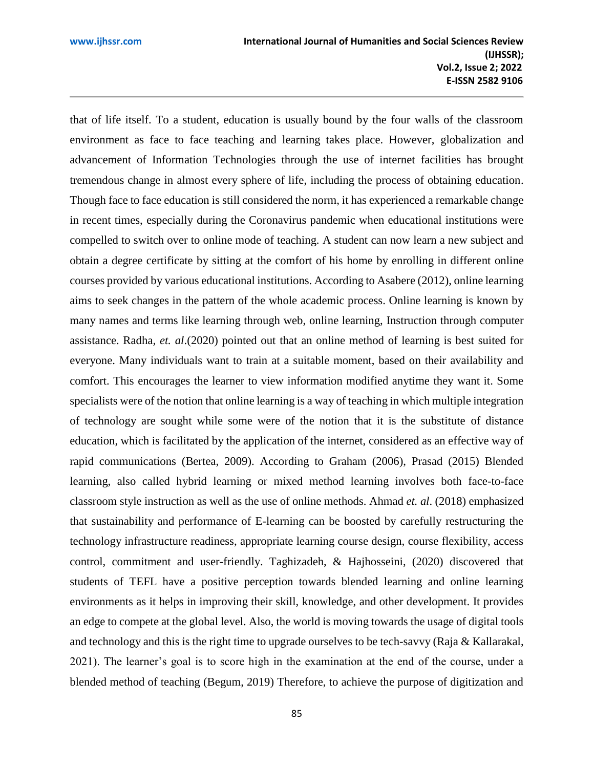that of life itself. To a student, education is usually bound by the four walls of the classroom environment as face to face teaching and learning takes place. However, globalization and advancement of Information Technologies through the use of internet facilities has brought tremendous change in almost every sphere of life, including the process of obtaining education. Though face to face education is still considered the norm, it has experienced a remarkable change in recent times, especially during the Coronavirus pandemic when educational institutions were compelled to switch over to online mode of teaching. A student can now learn a new subject and obtain a degree certificate by sitting at the comfort of his home by enrolling in different online courses provided by various educational institutions. According to Asabere (2012), online learning aims to seek changes in the pattern of the whole academic process. Online learning is known by many names and terms like learning through web, online learning, Instruction through computer assistance. Radha, *et. al*.(2020) pointed out that an online method of learning is best suited for everyone. Many individuals want to train at a suitable moment, based on their availability and comfort. This encourages the learner to view information modified anytime they want it. Some specialists were of the notion that online learning is a way of teaching in which multiple integration of technology are sought while some were of the notion that it is the substitute of distance education, which is facilitated by the application of the internet, considered as an effective way of rapid communications (Bertea, 2009). According to Graham (2006), Prasad (2015) Blended learning, also called hybrid learning or mixed method learning involves both face-to-face classroom style instruction as well as the use of online methods. Ahmad *et. al*. (2018) emphasized that sustainability and performance of E-learning can be boosted by carefully restructuring the technology infrastructure readiness, appropriate learning course design, course flexibility, access control, commitment and user-friendly. Taghizadeh, & Hajhosseini, (2020) discovered that students of TEFL have a positive perception towards blended learning and online learning environments as it helps in improving their skill, knowledge, and other development. It provides an edge to compete at the global level. Also, the world is moving towards the usage of digital tools and technology and this is the right time to upgrade ourselves to be tech-savvy (Raja & Kallarakal, 2021). The learner's goal is to score high in the examination at the end of the course, under a blended method of teaching (Begum, 2019) Therefore, to achieve the purpose of digitization and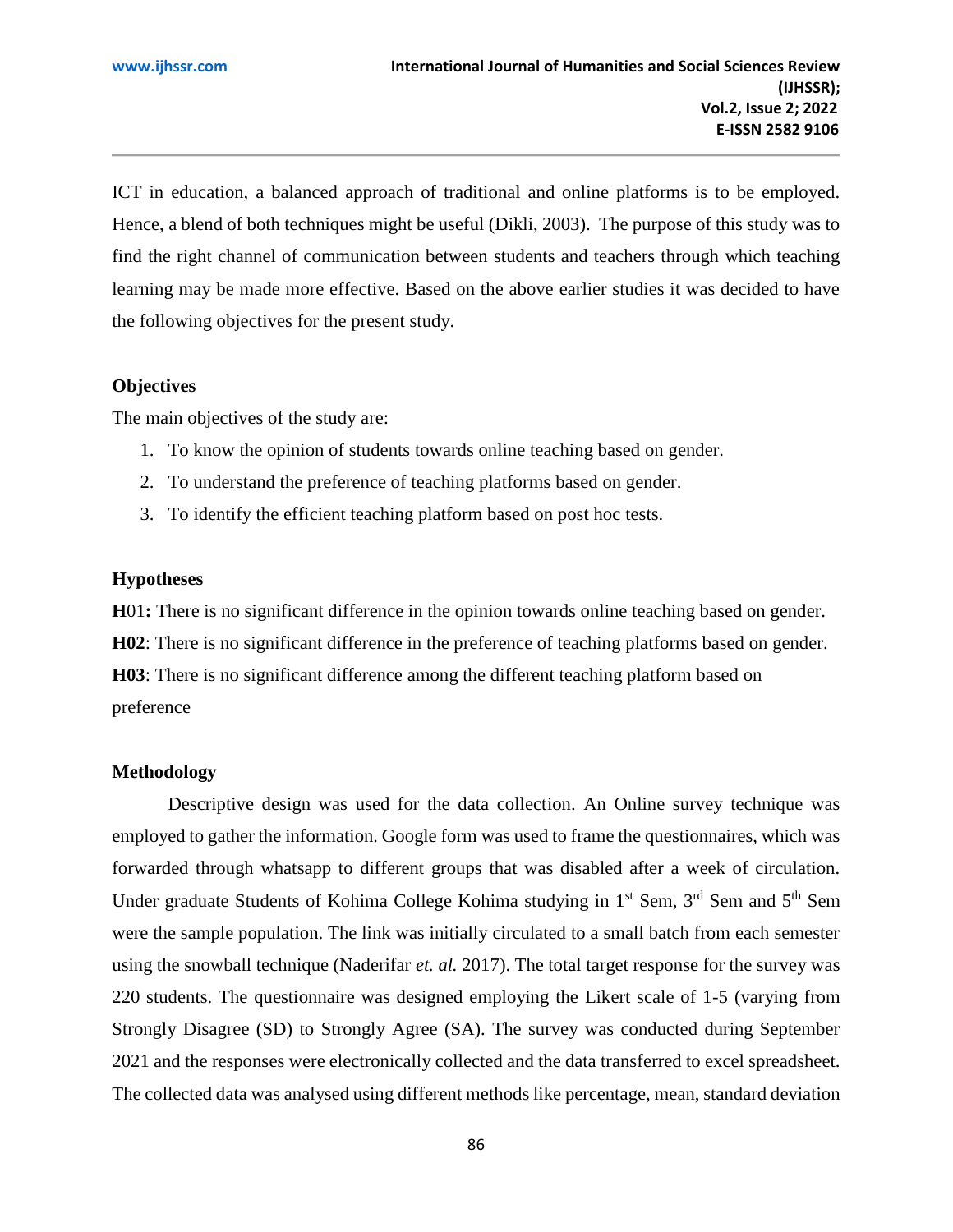ICT in education, a balanced approach of traditional and online platforms is to be employed. Hence, a blend of both techniques might be useful (Dikli, 2003). The purpose of this study was to find the right channel of communication between students and teachers through which teaching learning may be made more effective. Based on the above earlier studies it was decided to have the following objectives for the present study.

### Objectives

The main objectives of the study are:

1. To know the opinion of students towards online teaching based on gender.
2. To understand the preference of teaching platforms based on gender.
3. To identify the efficient teaching platform based on post hoc tests.

### Hypotheses

**H**01**:** There is no significant difference in the opinion towards online teaching based on gender.
**H02**: There is no significant difference in the preference of teaching platforms based on gender.
**H03**: There is no significant difference among the different teaching platform based on preference

### Methodology

Descriptive design was used for the data collection. An Online survey technique was employed to gather the information. Google form was used to frame the questionnaires, which was forwarded through whatsapp to different groups that was disabled after a week of circulation. Under graduate Students of Kohima College Kohima studying in 1st Sem, 3rd Sem and 5th Sem were the sample population. The link was initially circulated to a small batch from each semester using the snowball technique (Naderifar *et. al.* 2017). The total target response for the survey was 220 students. The questionnaire was designed employing the Likert scale of 1-5 (varying from Strongly Disagree (SD) to Strongly Agree (SA). The survey was conducted during September 2021 and the responses were electronically collected and the data transferred to excel spreadsheet. The collected data was analysed using different methods like percentage, mean, standard deviation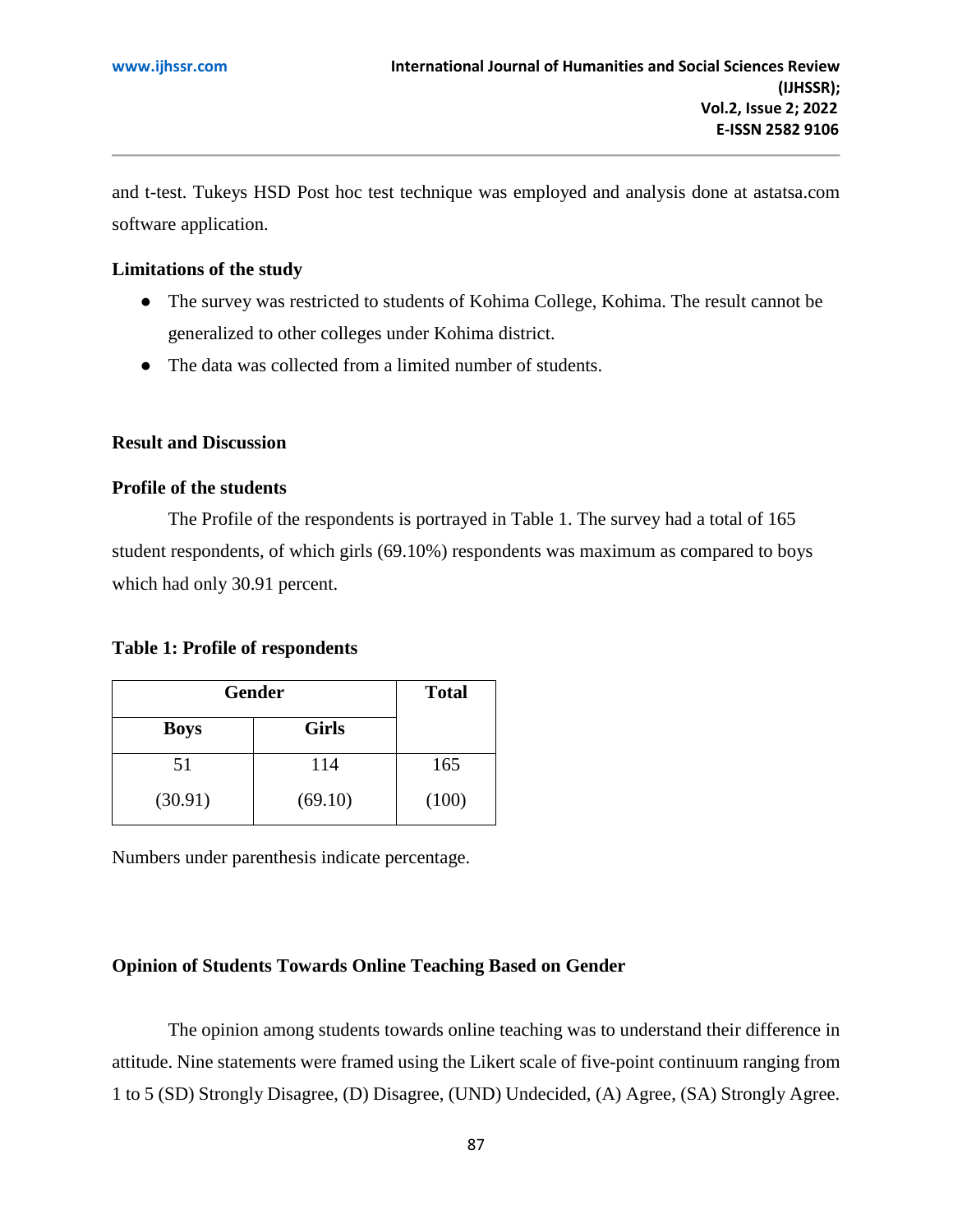and t-test. Tukeys HSD Post hoc test technique was employed and analysis done at astatsa.com software application.

### Limitations of the study

- The survey was restricted to students of Kohima College, Kohima. The result cannot be generalized to other colleges under Kohima district.
- The data was collected from a limited number of students.

## Result and Discussion

### Profile of the students

The Profile of the respondents is portrayed in Table 1. The survey had a total of 165 student respondents, of which girls (69.10%) respondents was maximum as compared to boys which had only 30.91 percent.

**Table 1: Profile of respondents**

| Gender | | Total |
|---|---|---|
| Boys | Girls | |
| 51<br>(30.91) | 114<br>(69.10) | 165<br>(100) |

Numbers under parenthesis indicate percentage.

### Opinion of Students Towards Online Teaching Based on Gender

The opinion among students towards online teaching was to understand their difference in attitude. Nine statements were framed using the Likert scale of five-point continuum ranging from 1 to 5 (SD) Strongly Disagree, (D) Disagree, (UND) Undecided, (A) Agree, (SA) Strongly Agree.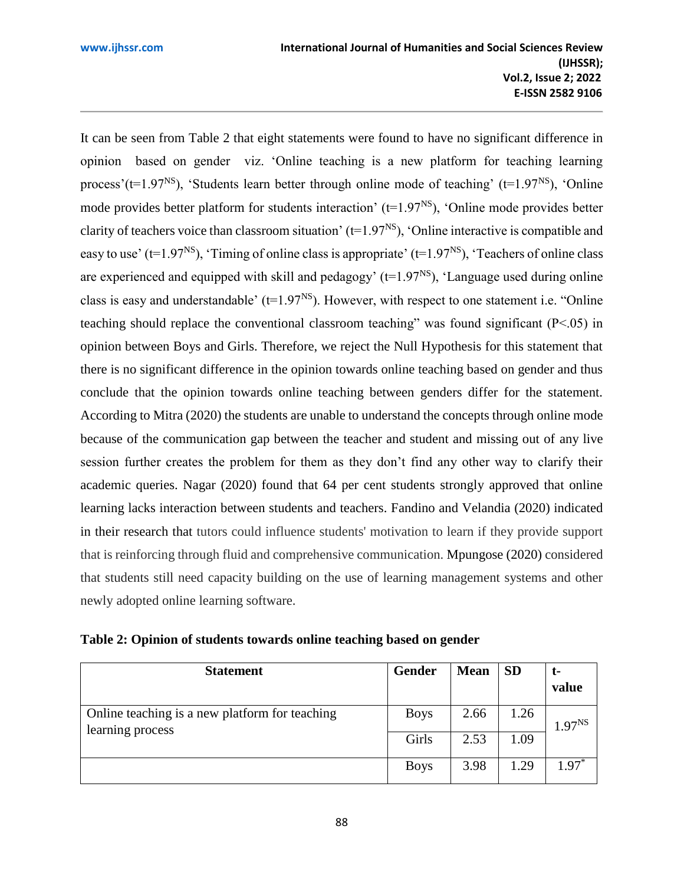It can be seen from Table 2 that eight statements were found to have no significant difference in opinion based on gender viz. 'Online teaching is a new platform for teaching learning process'($t=1.97^{NS}$), 'Students learn better through online mode of teaching' ($t=1.97^{NS}$), 'Online mode provides better platform for students interaction' ($t=1.97^{NS}$), 'Online mode provides better clarity of teachers voice than classroom situation' ($t=1.97^{NS}$), 'Online interactive is compatible and easy to use' ($t=1.97^{NS}$), 'Timing of online class is appropriate' ($t=1.97^{NS}$), 'Teachers of online class are experienced and equipped with skill and pedagogy' ($t=1.97^{NS}$), 'Language used during online class is easy and understandable' ($t=1.97^{NS}$). However, with respect to one statement i.e. "Online teaching should replace the conventional classroom teaching" was found significant ($P<.05$) in opinion between Boys and Girls. Therefore, we reject the Null Hypothesis for this statement that there is no significant difference in the opinion towards online teaching based on gender and thus conclude that the opinion towards online teaching between genders differ for the statement. According to Mitra (2020) the students are unable to understand the concepts through online mode because of the communication gap between the teacher and student and missing out of any live session further creates the problem for them as they don't find any other way to clarify their academic queries. Nagar (2020) found that 64 per cent students strongly approved that online learning lacks interaction between students and teachers. Fandino and Velandia (2020) indicated in their research that tutors could influence students' motivation to learn if they provide support that is reinforcing through fluid and comprehensive communication. Mpungose (2020) considered that students still need capacity building on the use of learning management systems and other newly adopted online learning software.

**Table 2: Opinion of students towards online teaching based on gender**

| Statement | Gender | Mean | SD | t-value |
|---|---|---|---|---|
| Online teaching is a new platform for teaching learning process | Boys | 2.66 | 1.26 | $1.97^{NS}$ |
| | Girls | 2.53 | 1.09 | |
| | Boys | 3.98 | 1.29 | $1.97^{*}$ |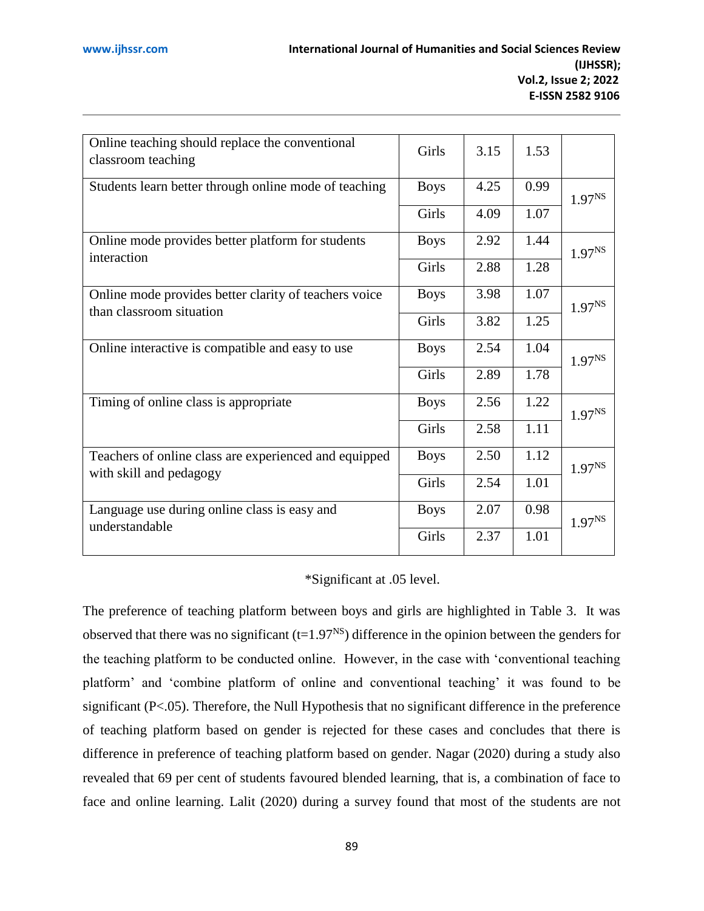| | | | | |
|---|---|---|---|---|
| Online teaching should replace the conventional classroom teaching | Girls | 3.15 | 1.53 | |
| Students learn better through online mode of teaching | Boys | 4.25 | 0.99 | $1.97^{NS}$ |
| | Girls | 4.09 | 1.07 | |
| Online mode provides better platform for students interaction | Boys | 2.92 | 1.44 | $1.97^{NS}$ |
| | Girls | 2.88 | 1.28 | |
| Online mode provides better clarity of teachers voice than classroom situation | Boys | 3.98 | 1.07 | $1.97^{NS}$ |
| | Girls | 3.82 | 1.25 | |
| Online interactive is compatible and easy to use | Boys | 2.54 | 1.04 | $1.97^{NS}$ |
| | Girls | 2.89 | 1.78 | |
| Timing of online class is appropriate | Boys | 2.56 | 1.22 | $1.97^{NS}$ |
| | Girls | 2.58 | 1.11 | |
| Teachers of online class are experienced and equipped with skill and pedagogy | Boys | 2.50 | 1.12 | $1.97^{NS}$ |
| | Girls | 2.54 | 1.01 | |
| Language use during online class is easy and understandable | Boys | 2.07 | 0.98 | $1.97^{NS}$ |
| | Girls | 2.37 | 1.01 | |

*Significant at .05 level.

The preference of teaching platform between boys and girls are highlighted in Table 3. It was observed that there was no significant ($t=1.97^{NS}$) difference in the opinion between the genders for the teaching platform to be conducted online. However, in the case with 'conventional teaching platform' and 'combine platform of online and conventional teaching' it was found to be significant ($P<.05$). Therefore, the Null Hypothesis that no significant difference in the preference of teaching platform based on gender is rejected for these cases and concludes that there is difference in preference of teaching platform based on gender. Nagar (2020) during a study also revealed that 69 per cent of students favoured blended learning, that is, a combination of face to face and online learning. Lalit (2020) during a survey found that most of the students are not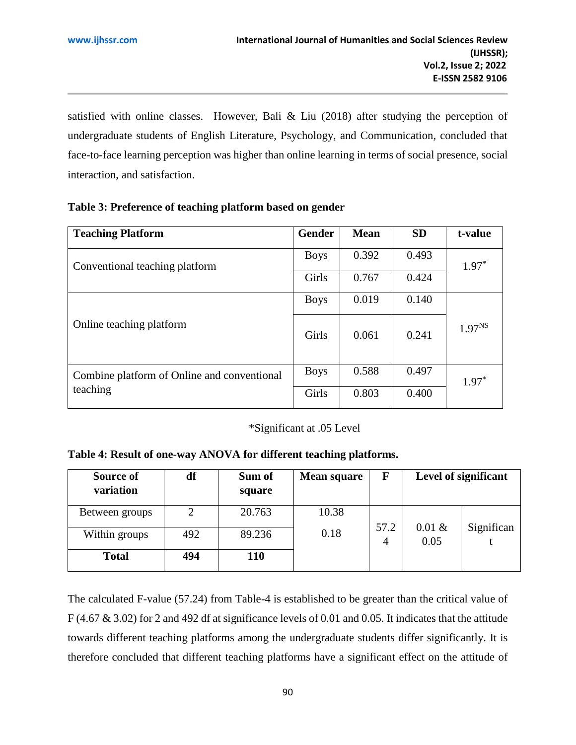satisfied with online classes. However, Bali & Liu (2018) after studying the perception of undergraduate students of English Literature, Psychology, and Communication, concluded that face-to-face learning perception was higher than online learning in terms of social presence, social interaction, and satisfaction.

**Table 3: Preference of teaching platform based on gender**

| Teaching Platform | Gender | Mean | SD | t-value |
|---|---|---|---|---|
| Conventional teaching platform | Boys | 0.392 | 0.493 | 1.97* |
| | Girls | 0.767 | 0.424 | |
| Online teaching platform | Boys | 0.019 | 0.140 | 1.97[NS] |
| | Girls | 0.061 | 0.241 | |
| Combine platform of Online and conventional teaching | Boys | 0.588 | 0.497 | 1.97* |
| | Girls | 0.803 | 0.400 | |

*Significant at .05 Level

**Table 4: Result of one-way ANOVA for different teaching platforms.**

| Source of variation | df | Sum of square | Mean square | F | Level of significant | |
|---|---|---|---|---|---|---|
| Between groups | 2 | 20.763 | 10.38 | 57.24 | 0.01 & 0.05 | Significant |
| Within groups | 492 | 89.236 | 0.18 | | | |
| **Total** | **494** | **110** | | | | |

The calculated F-value (57.24) from Table-4 is established to be greater than the critical value of F (4.67 & 3.02) for 2 and 492 df at significance levels of 0.01 and 0.05. It indicates that the attitude towards different teaching platforms among the undergraduate students differ significantly. It is therefore concluded that different teaching platforms have a significant effect on the attitude of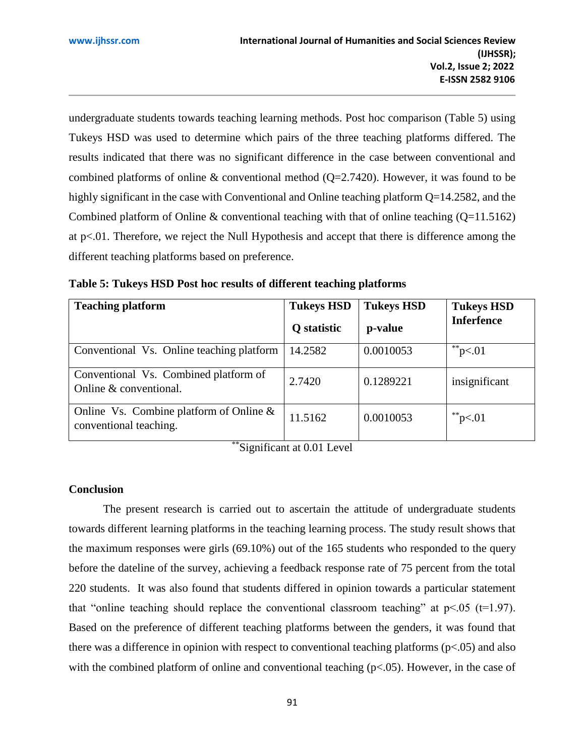undergraduate students towards teaching learning methods. Post hoc comparison (Table 5) using Tukeys HSD was used to determine which pairs of the three teaching platforms differed. The results indicated that there was no significant difference in the case between conventional and combined platforms of online & conventional method (Q=2.7420). However, it was found to be highly significant in the case with Conventional and Online teaching platform Q=14.2582, and the Combined platform of Online & conventional teaching with that of online teaching (Q=11.5162) at $p<.01$. Therefore, we reject the Null Hypothesis and accept that there is difference among the different teaching platforms based on preference.

**Table 5: Tukeys HSD Post hoc results of different teaching platforms**

| Teaching platform | Tukeys HSD Q statistic | Tukeys HSD p-value | Tukeys HSD Inferfence |
|---|---|---|---|
| Conventional Vs. Online teaching platform | 14.2582 | 0.0010053 | **p<.01 |
| Conventional Vs. Combined platform of Online & conventional. | 2.7420 | 0.1289221 | insignificant |
| Online Vs. Combine platform of Online & conventional teaching. | 11.5162 | 0.0010053 | **p<.01 |

**Significant at 0.01 Level

## Conclusion

The present research is carried out to ascertain the attitude of undergraduate students towards different learning platforms in the teaching learning process. The study result shows that the maximum responses were girls (69.10%) out of the 165 students who responded to the query before the dateline of the survey, achieving a feedback response rate of 75 percent from the total 220 students. It was also found that students differed in opinion towards a particular statement that "online teaching should replace the conventional classroom teaching" at $p<.05$ ($t=1.97$). Based on the preference of different teaching platforms between the genders, it was found that there was a difference in opinion with respect to conventional teaching platforms ($p<.05$) and also with the combined platform of online and conventional teaching ($p<.05$). However, in the case of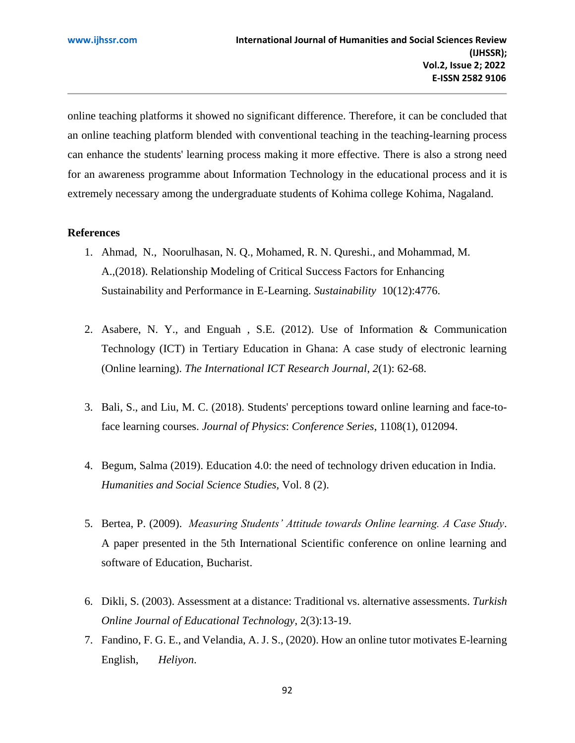online teaching platforms it showed no significant difference. Therefore, it can be concluded that an online teaching platform blended with conventional teaching in the teaching-learning process can enhance the students' learning process making it more effective. There is also a strong need for an awareness programme about Information Technology in the educational process and it is extremely necessary among the undergraduate students of Kohima college Kohima, Nagaland.

**References**

1. Ahmad, N., Noorulhasan, N. Q., Mohamed, R. N. Qureshi., and Mohammad, M. A.,(2018). Relationship Modeling of Critical Success Factors for Enhancing Sustainability and Performance in E-Learning. *Sustainability* 10(12):4776.

2. Asabere, N. Y., and Enguah , S.E. (2012). Use of Information & Communication Technology (ICT) in Tertiary Education in Ghana: A case study of electronic learning (Online learning). *The International ICT Research Journal*, *2*(1): 62-68.

3. Bali, S., and Liu, M. C. (2018). Students' perceptions toward online learning and face-to-face learning courses. *Journal of Physics*: *Conference Series*, 1108(1), 012094.

4. Begum, Salma (2019). Education 4.0: the need of technology driven education in India. *Humanities and Social Science Studies,* Vol. 8 (2).

5. Bertea, P. (2009). *Measuring Students' Attitude towards Online learning. A Case Study*. A paper presented in the 5th International Scientific conference on online learning and software of Education, Bucharist.

6. Dikli, S. (2003). Assessment at a distance: Traditional vs. alternative assessments. *Turkish Online Journal of Educational Technology,* 2(3):13-19.

7. Fandino, F. G. E., and Velandia, A. J. S., (2020). How an online tutor motivates E-learning English, *Heliyon*.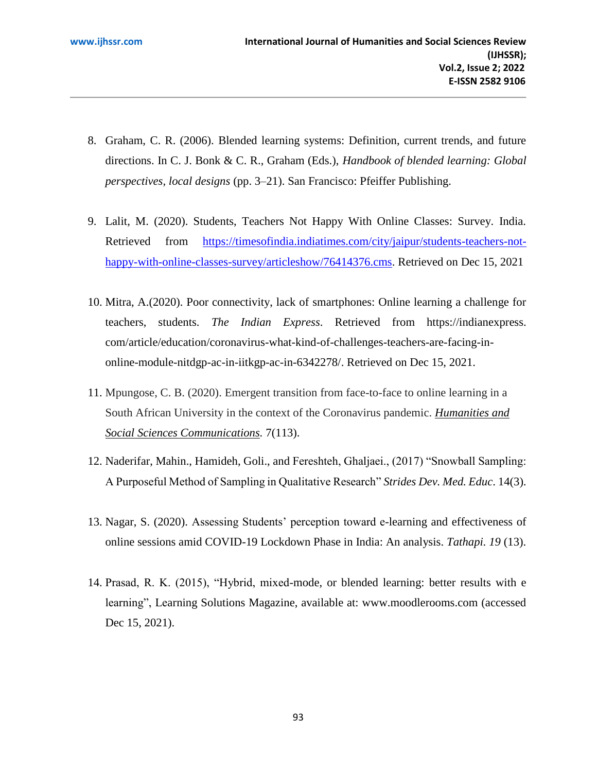8. Graham, C. R. (2006). Blended learning systems: Definition, current trends, and future directions. In C. J. Bonk & C. R., Graham (Eds.), *Handbook of blended learning: Global perspectives, local designs* (pp. 3–21). San Francisco: Pfeiffer Publishing.

9. Lalit, M. (2020). Students, Teachers Not Happy With Online Classes: Survey. India. Retrieved from https://timesofindia.indiatimes.com/city/jaipur/students-teachers-not-happy-with-online-classes-survey/articleshow/76414376.cms. Retrieved on Dec 15, 2021

10. Mitra, A.(2020). Poor connectivity, lack of smartphones: Online learning a challenge for teachers, students. *The Indian Express*. Retrieved from https://indianexpress. com/article/education/coronavirus-what-kind-of-challenges-teachers-are-facing-in-online-module-nitdgp-ac-in-iitkgp-ac-in-6342278/. Retrieved on Dec 15, 2021.

11. Mpungose, C. B. (2020). Emergent transition from face-to-face to online learning in a South African University in the context of the Coronavirus pandemic. ***Humanities and Social Sciences Communications**.* 7(113).

12. Naderifar, Mahin., Hamideh, Goli., and Fereshteh, Ghaljaei., (2017) "Snowball Sampling: A Purposeful Method of Sampling in Qualitative Research" *Strides Dev. Med. Educ*. 14(3).

13. Nagar, S. (2020). Assessing Students' perception toward e-learning and effectiveness of online sessions amid COVID-19 Lockdown Phase in India: An analysis. *Tathapi. 19* (13).

14. Prasad, R. K. (2015), "Hybrid, mixed-mode, or blended learning: better results with e learning", Learning Solutions Magazine, available at: www.moodlerooms.com (accessed Dec 15, 2021).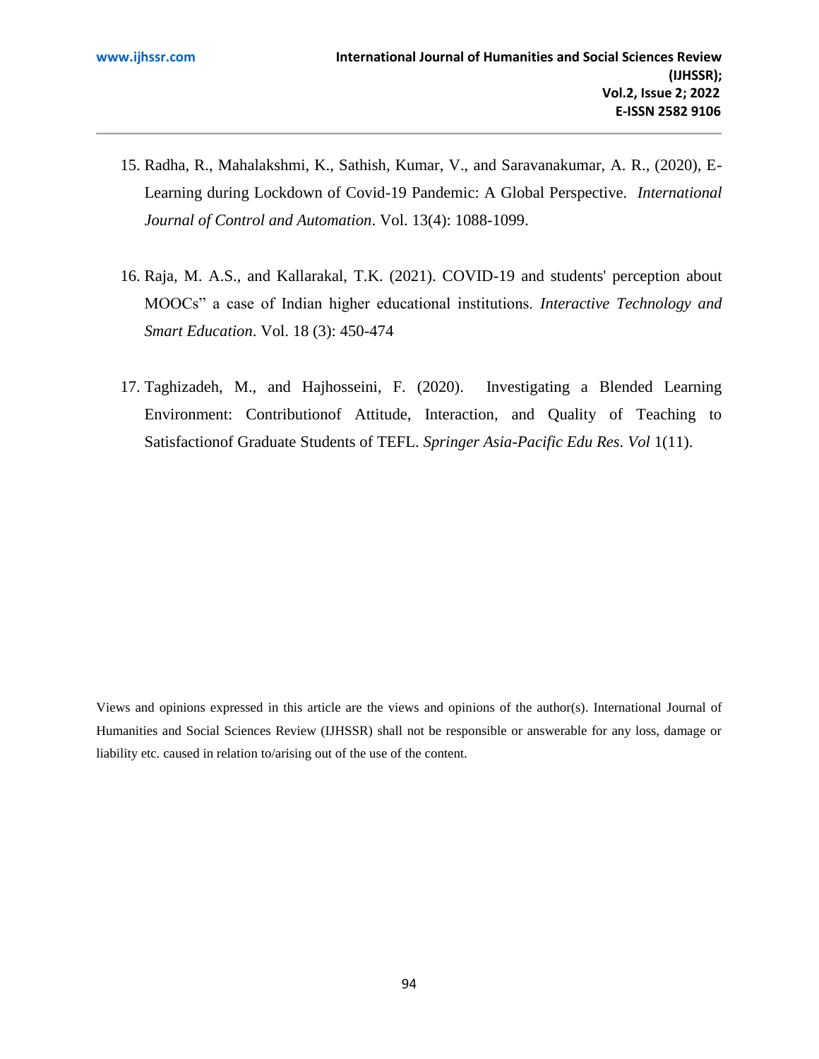15. Radha, R., Mahalakshmi, K., Sathish, Kumar, V., and Saravanakumar, A. R., (2020), E-Learning during Lockdown of Covid-19 Pandemic: A Global Perspective. *International Journal of Control and Automation*. Vol. 13(4): 1088-1099.

16. Raja, M. A.S., and Kallarakal, T.K. (2021). COVID-19 and students' perception about MOOCs" a case of Indian higher educational institutions. *Interactive Technology and Smart Education*. Vol. 18 (3): 450-474

17. Taghizadeh, M., and Hajhosseini, F. (2020). Investigating a Blended Learning Environment: Contributionof Attitude, Interaction, and Quality of Teaching to Satisfactionof Graduate Students of TEFL. *Springer Asia-Pacific Edu Res. Vol* 1(11).

Views and opinions expressed in this article are the views and opinions of the author(s). International Journal of Humanities and Social Sciences Review (IJHSSR) shall not be responsible or answerable for any loss, damage or liability etc. caused in relation to/arising out of the use of the content.